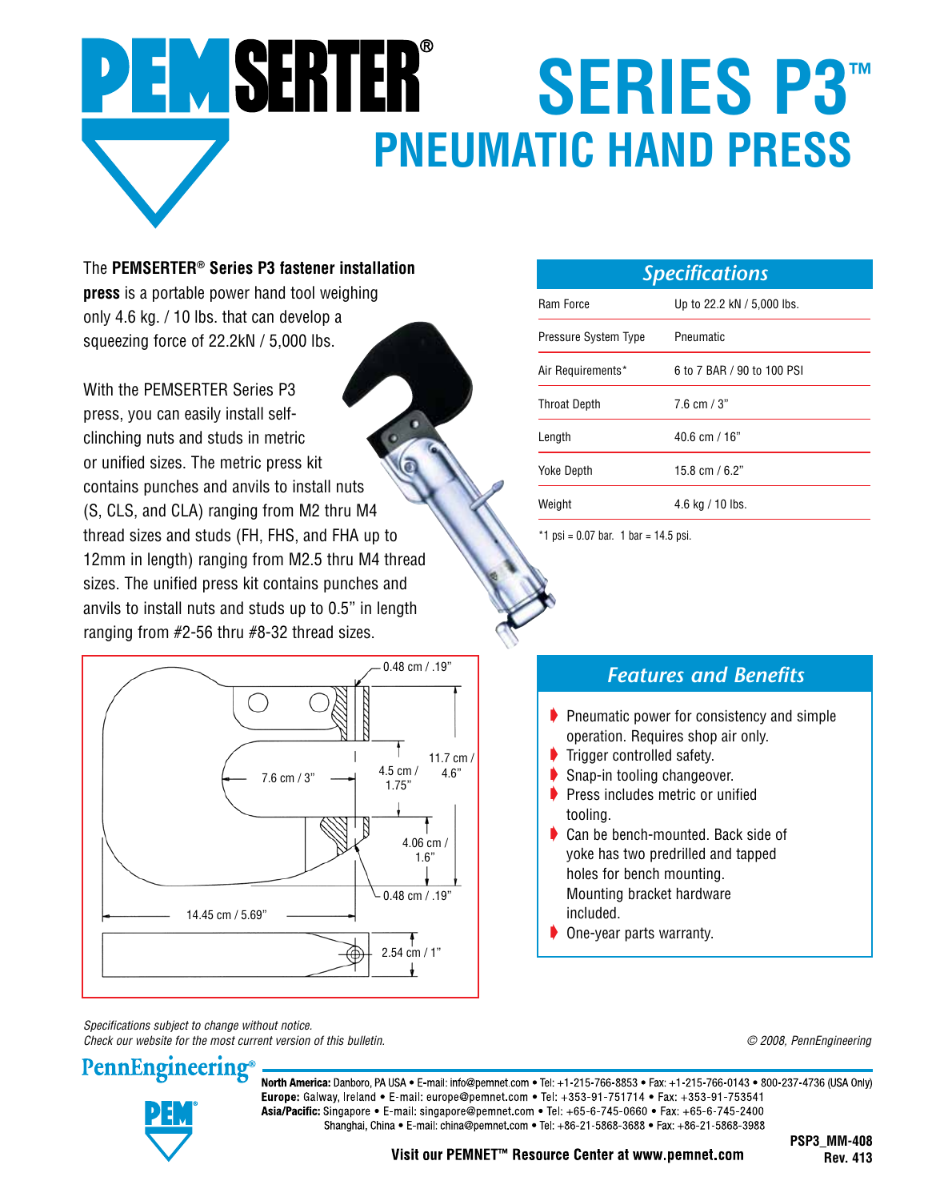# PEMSERTER® SERIES P3™

## PNEUMATIC HAND PRESS

The **PEMSERTER® Series P3 fastener installation press** is a portable power hand tool weighing only 4.6 kg. / 10 lbs. that can develop a squeezing force of 22.2kN / 5,000 lbs.

With the PEMSERTER Series P3 press, you can easily install self-clinching nuts and studs in metric or unified sizes. The metric press kit contains punches and anvils to install nuts (S, CLS, and CLA) ranging from M2 thru M4 thread sizes and studs (FH, FHS, and FHA up to 12mm in length) ranging from M2.5 thru M4 thread sizes. The unified press kit contains punches and anvils to install nuts and studs up to 0.5" in length ranging from #2-56 thru #8-32 thread sizes.

0.48 cm / .19"
7.6 cm / 3"
4.5 cm / 1.75"
11.7 cm / 4.6"
4.06 cm / 1.6"
0.48 cm / .19"
14.45 cm / 5.69"
2.54 cm / 1"

## Specifications

| | |
|---|---|
| Ram Force | Up to 22.2 kN / 5,000 lbs. |
| Pressure System Type | Pneumatic |
| Air Requirements* | 6 to 7 BAR / 90 to 100 PSI |
| Throat Depth | 7.6 cm / 3" |
| Length | 40.6 cm / 16" |
| Yoke Depth | 15.8 cm / 6.2" |
| Weight | 4.6 kg / 10 lbs. |

*1 psi = 0.07 bar. 1 bar = 14.5 psi.

## Features and Benefits

- Pneumatic power for consistency and simple operation. Requires shop air only.
- Trigger controlled safety.
- Snap-in tooling changeover.
- Press includes metric or unified tooling.
- Can be bench-mounted. Back side of yoke has two predrilled and tapped holes for bench mounting. Mounting bracket hardware included.
- One-year parts warranty.

*Specifications subject to change without notice.*
*Check our website for the most current version of this bulletin.*

*© 2008, PennEngineering*

PennEngineering®

**North America:** Danboro, PA USA • E-mail: info@pemnet.com • Tel: +1-215-766-8853 • Fax: +1-215-766-0143 • 800-237-4736 (USA Only)
**Europe:** Galway, Ireland • E-mail: europe@pemnet.com • Tel: +353-91-751714 • Fax: +353-91-753541
**Asia/Pacific:** Singapore • E-mail: singapore@pemnet.com • Tel: +65-6-745-0660 • Fax: +65-6-745-2400
Shanghai, China • E-mail: china@pemnet.com • Tel: +86-21-5868-3688 • Fax: +86-21-5868-3988

**Visit our PEMNET™ Resource Center at www.pemnet.com**

**PSP3_MM-408**
**Rev. 413**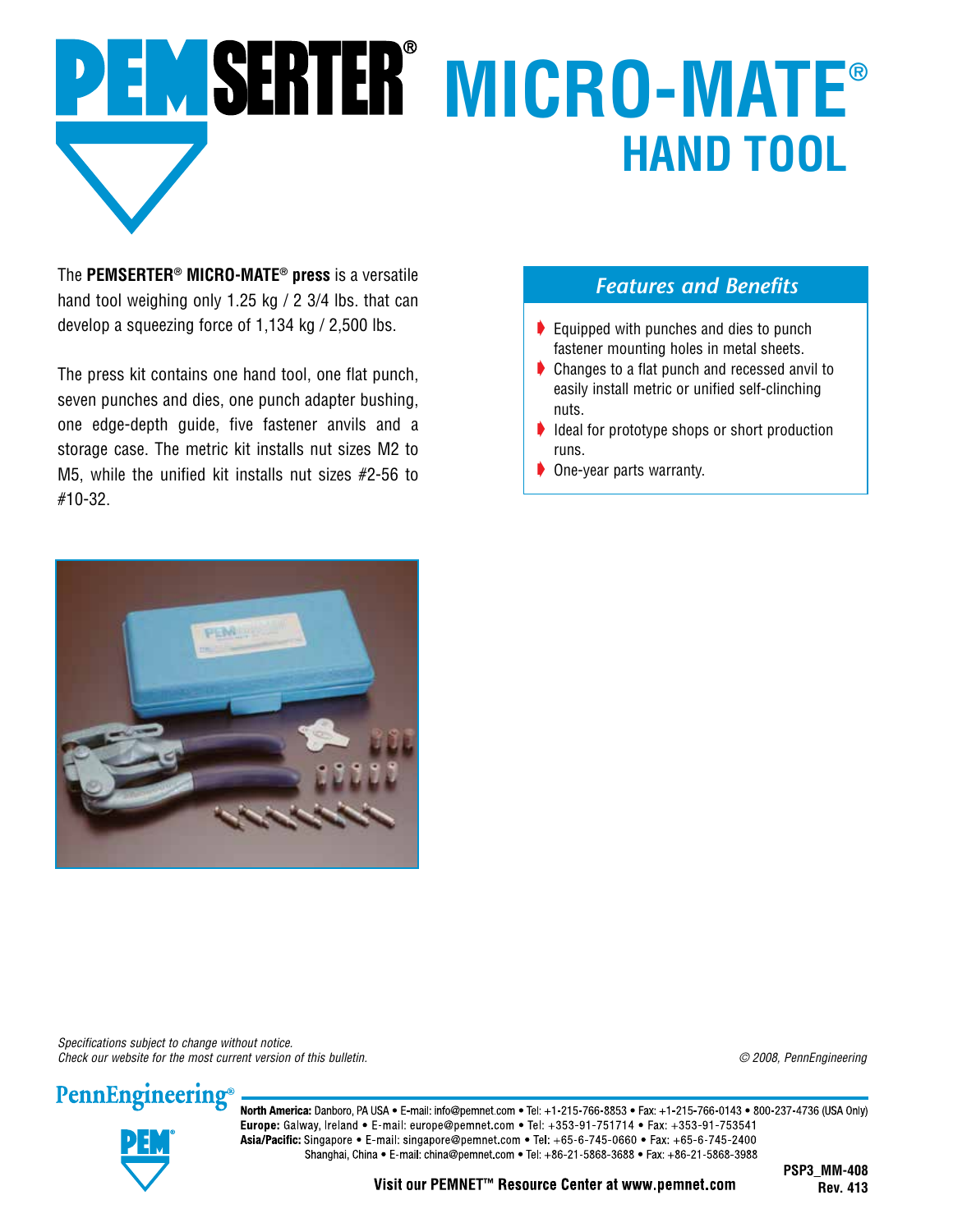# PEMSERTER® MICRO-MATE® HAND TOOL

The **PEMSERTER® MICRO-MATE® press** is a versatile hand tool weighing only 1.25 kg / 2 3/4 lbs. that can develop a squeezing force of 1,134 kg / 2,500 lbs.

The press kit contains one hand tool, one flat punch, seven punches and dies, one punch adapter bushing, one edge-depth guide, five fastener anvils and a storage case. The metric kit installs nut sizes M2 to M5, while the unified kit installs nut sizes #2-56 to #10-32.

## *Features and Benefits*

- Equipped with punches and dies to punch fastener mounting holes in metal sheets.
- Changes to a flat punch and recessed anvil to easily install metric or unified self-clinching nuts.
- Ideal for prototype shops or short production runs.
- One-year parts warranty.

*Specifications subject to change without notice.*
*Check our website for the most current version of this bulletin.*

*© 2008, PennEngineering*

PennEngineering®

**North America:** Danboro, PA USA • E-mail: info@pemnet.com • Tel: +1-215-766-8853 • Fax: +1-215-766-0143 • 800-237-4736 (USA Only)
**Europe:** Galway, Ireland • E-mail: europe@pemnet.com • Tel: +353-91-751714 • Fax: +353-91-753541
**Asia/Pacific:** Singapore • E-mail: singapore@pemnet.com • Tel: +65-6-745-0660 • Fax: +65-6-745-2400
Shanghai, China • E-mail: china@pemnet.com • Tel: +86-21-5868-3688 • Fax: +86-21-5868-3988

**Visit our PEMNET™ Resource Center at www.pemnet.com**

**PSP3_MM-408**
**Rev. 413**